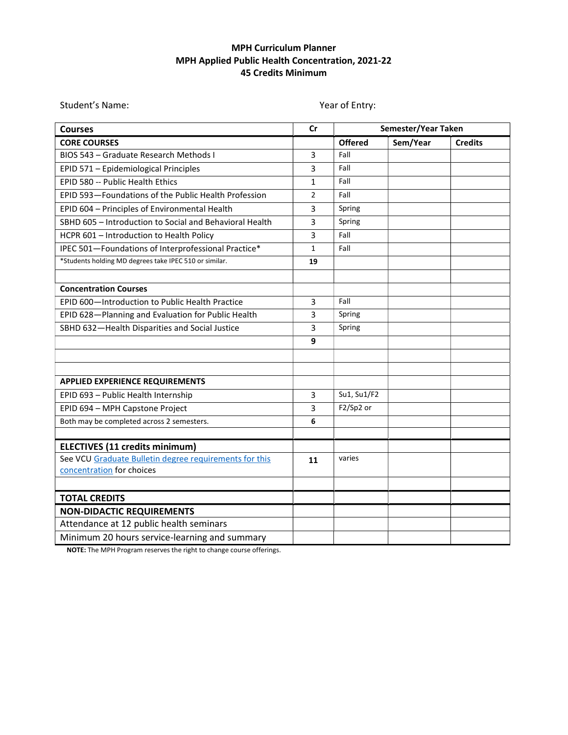**MPH Curriculum Planner**
**MPH Applied Public Health Concentration, 2021-22**
**45 Credits Minimum**

Student's Name: Year of Entry:

| Courses | Cr | Semester/Year Taken | | |
|---|---|---|---|---|
| **CORE COURSES** | | **Offered** | **Sem/Year** | **Credits** |
| BIOS 543 – Graduate Research Methods I | 3 | Fall | | |
| EPID 571 – Epidemiological Principles | 3 | Fall | | |
| EPID 580 -- Public Health Ethics | 1 | Fall | | |
| EPID 593—Foundations of the Public Health Profession | 2 | Fall | | |
| EPID 604 – Principles of Environmental Health | 3 | Spring | | |
| SBHD 605 – Introduction to Social and Behavioral Health | 3 | Spring | | |
| HCPR 601 – Introduction to Health Policy | 3 | Fall | | |
| IPEC 501—Foundations of Interprofessional Practice* | 1 | Fall | | |
| *Students holding MD degrees take IPEC 510 or similar. | **19** | | | |
| | | | | |
| **Concentration Courses** | | | | |
| EPID 600—Introduction to Public Health Practice | 3 | Fall | | |
| EPID 628—Planning and Evaluation for Public Health | 3 | Spring | | |
| SBHD 632—Health Disparities and Social Justice | 3 | Spring | | |
| | **9** | | | |
| | | | | |
| | | | | |
| **APPLIED EXPERIENCE REQUIREMENTS** | | | | |
| EPID 693 – Public Health Internship | 3 | Su1, Su1/F2 | | |
| EPID 694 – MPH Capstone Project | 3 | F2/Sp2 or | | |
| Both may be completed across 2 semesters. | **6** | | | |
| | | | | |
| **ELECTIVES (11 credits minimum)** | | | | |
| See VCU [Graduate Bulletin degree requirements for this concentration] for choices | **11** | varies | | |
| | | | | |
| **TOTAL CREDITS** | | | | |
| **NON-DIDACTIC REQUIREMENTS** | | | | |
| Attendance at 12 public health seminars | | | | |
| Minimum 20 hours service-learning and summary | | | | |

**NOTE:** The MPH Program reserves the right to change course offerings.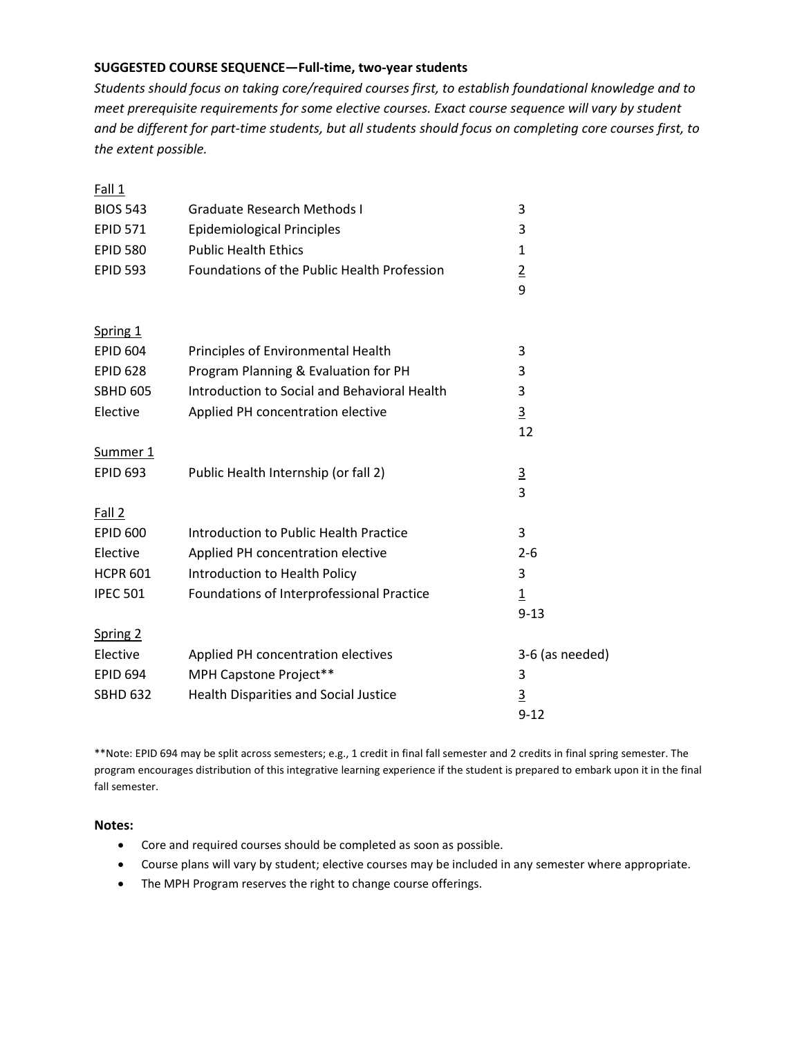**SUGGESTED COURSE SEQUENCE—Full-time, two-year students**

*Students should focus on taking core/required courses first, to establish foundational knowledge and to meet prerequisite requirements for some elective courses. Exact course sequence will vary by student and be different for part-time students, but all students should focus on completing core courses first, to the extent possible.*

| | | |
|---|---|---|
| Fall 1 | | |
| BIOS 543 | Graduate Research Methods I | 3 |
| EPID 571 | Epidemiological Principles | 3 |
| EPID 580 | Public Health Ethics | 1 |
| EPID 593 | Foundations of the Public Health Profession | 2 |
| | | 9 |
| Spring 1 | | |
| EPID 604 | Principles of Environmental Health | 3 |
| EPID 628 | Program Planning & Evaluation for PH | 3 |
| SBHD 605 | Introduction to Social and Behavioral Health | 3 |
| Elective | Applied PH concentration elective | 3 |
| | | 12 |
| Summer 1 | | |
| EPID 693 | Public Health Internship (or fall 2) | 3 |
| | | 3 |
| Fall 2 | | |
| EPID 600 | Introduction to Public Health Practice | 3 |
| Elective | Applied PH concentration elective | 2-6 |
| HCPR 601 | Introduction to Health Policy | 3 |
| IPEC 501 | Foundations of Interprofessional Practice | 1 |
| | | 9-13 |
| Spring 2 | | |
| Elective | Applied PH concentration electives | 3-6 (as needed) |
| EPID 694 | MPH Capstone Project** | 3 |
| SBHD 632 | Health Disparities and Social Justice | 3 |
| | | 9-12 |

**Note: EPID 694 may be split across semesters; e.g., 1 credit in final fall semester and 2 credits in final spring semester. The program encourages distribution of this integrative learning experience if the student is prepared to embark upon it in the final fall semester.

**Notes:**

- Core and required courses should be completed as soon as possible.
- Course plans will vary by student; elective courses may be included in any semester where appropriate.
- The MPH Program reserves the right to change course offerings.